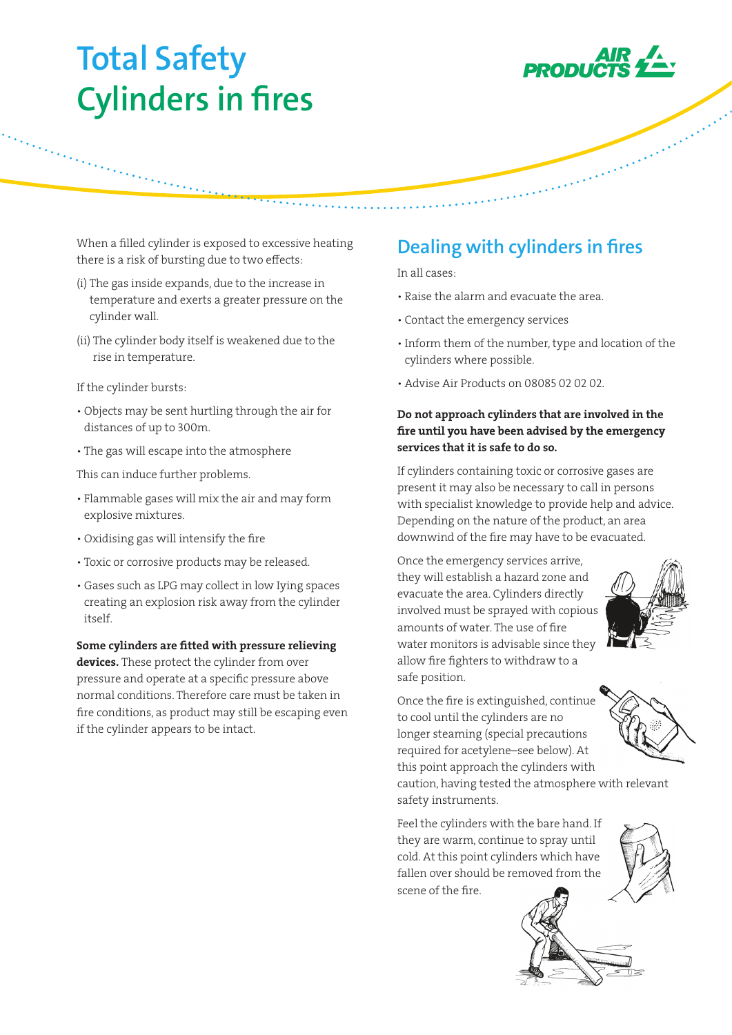# Total Safety
# Cylinders in fires

When a filled cylinder is exposed to excessive heating there is a risk of bursting due to two effects:

(i) The gas inside expands, due to the increase in temperature and exerts a greater pressure on the cylinder wall.

(ii) The cylinder body itself is weakened due to the rise in temperature.

If the cylinder bursts:

- Objects may be sent hurtling through the air for distances of up to 300m.
- The gas will escape into the atmosphere

This can induce further problems.

- Flammable gases will mix the air and may form explosive mixtures.
- Oxidising gas will intensify the fire
- Toxic or corrosive products may be released.
- Gases such as LPG may collect in low lying spaces creating an explosion risk away from the cylinder itself.

**Some cylinders are fitted with pressure relieving devices.** These protect the cylinder from over pressure and operate at a specific pressure above normal conditions. Therefore care must be taken in fire conditions, as product may still be escaping even if the cylinder appears to be intact.

## Dealing with cylinders in fires

In all cases:

- Raise the alarm and evacuate the area.
- Contact the emergency services
- Inform them of the number, type and location of the cylinders where possible.
- Advise Air Products on 08085 02 02 02.

**Do not approach cylinders that are involved in the fire until you have been advised by the emergency services that it is safe to do so.**

If cylinders containing toxic or corrosive gases are present it may also be necessary to call in persons with specialist knowledge to provide help and advice. Depending on the nature of the product, an area downwind of the fire may have to be evacuated.

Once the emergency services arrive, they will establish a hazard zone and evacuate the area. Cylinders directly involved must be sprayed with copious amounts of water. The use of fire water monitors is advisable since they allow fire fighters to withdraw to a safe position.

Once the fire is extinguished, continue to cool until the cylinders are no longer steaming (special precautions required for acetylene–see below). At this point approach the cylinders with caution, having tested the atmosphere with relevant safety instruments.

Feel the cylinders with the bare hand. If they are warm, continue to spray until cold. At this point cylinders which have fallen over should be removed from the scene of the fire.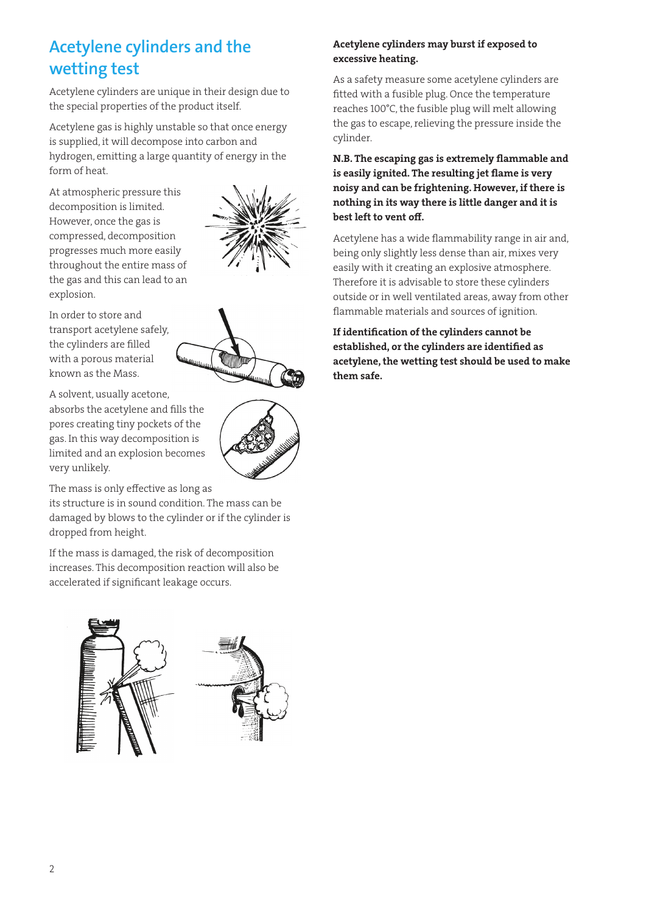# Acetylene cylinders and the wetting test

Acetylene cylinders are unique in their design due to the special properties of the product itself.

Acetylene gas is highly unstable so that once energy is supplied, it will decompose into carbon and hydrogen, emitting a large quantity of energy in the form of heat.

At atmospheric pressure this decomposition is limited. However, once the gas is compressed, decomposition progresses much more easily throughout the entire mass of the gas and this can lead to an explosion.

In order to store and transport acetylene safely, the cylinders are filled with a porous material known as the Mass.

A solvent, usually acetone, absorbs the acetylene and fills the pores creating tiny pockets of the gas. In this way decomposition is limited and an explosion becomes very unlikely.

The mass is only effective as long as its structure is in sound condition. The mass can be damaged by blows to the cylinder or if the cylinder is dropped from height.

If the mass is damaged, the risk of decomposition increases. This decomposition reaction will also be accelerated if significant leakage occurs.

**Acetylene cylinders may burst if exposed to excessive heating.**

As a safety measure some acetylene cylinders are fitted with a fusible plug. Once the temperature reaches 100°C, the fusible plug will melt allowing the gas to escape, relieving the pressure inside the cylinder.

**N.B. The escaping gas is extremely flammable and is easily ignited. The resulting jet flame is very noisy and can be frightening. However, if there is nothing in its way there is little danger and it is best left to vent off.**

Acetylene has a wide flammability range in air and, being only slightly less dense than air, mixes very easily with it creating an explosive atmosphere. Therefore it is advisable to store these cylinders outside or in well ventilated areas, away from other flammable materials and sources of ignition.

**If identification of the cylinders cannot be established, or the cylinders are identified as acetylene, the wetting test should be used to make them safe.**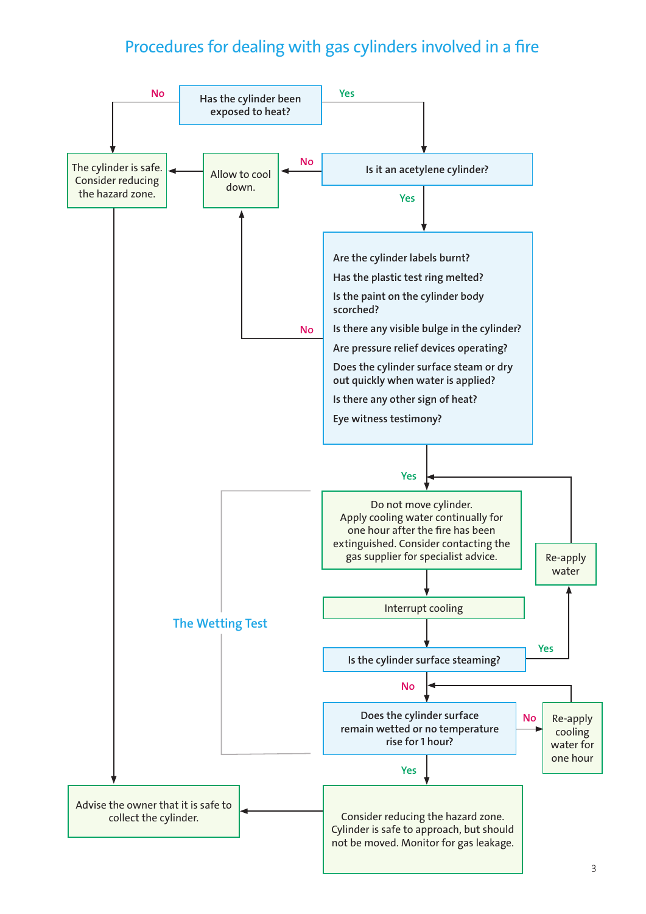# Procedures for dealing with gas cylinders involved in a fire

**Has the cylinder been exposed to heat?**

- **No** → The cylinder is safe. Consider reducing the hazard zone.
- **Yes** → Is it an acetylene cylinder?

**Is it an acetylene cylinder?**

- **No** → Allow to cool down. → The cylinder is safe. Consider reducing the hazard zone.
- **Yes** →

**Are the cylinder labels burnt?**
**Has the plastic test ring melted?**
**Is the paint on the cylinder body scorched?**
**Is there any visible bulge in the cylinder?**
**Are pressure relief devices operating?**
**Does the cylinder surface steam or dry out quickly when water is applied?**
**Is there any other sign of heat?**
**Eye witness testimony?**

- **No** → Allow to cool down.
- **Yes** →

## The Wetting Test

Do not move cylinder.
Apply cooling water continually for one hour after the fire has been extinguished. Consider contacting the gas supplier for specialist advice.

↓

Interrupt cooling

↓

**Is the cylinder surface steaming?**

- **Yes** → Re-apply water → (return to "Do not move cylinder...")
- **No** →

**Does the cylinder surface remain wetted or no temperature rise for 1 hour?**

- **No** → Re-apply cooling water for one hour → (return to "Does the cylinder surface remain wetted or no temperature rise for 1 hour?")
- **Yes** →

Consider reducing the hazard zone.
Cylinder is safe to approach, but should not be moved. Monitor for gas leakage.

↓

Advise the owner that it is safe to collect the cylinder.

(The cylinder is safe. Consider reducing the hazard zone. → Advise the owner that it is safe to collect the cylinder.)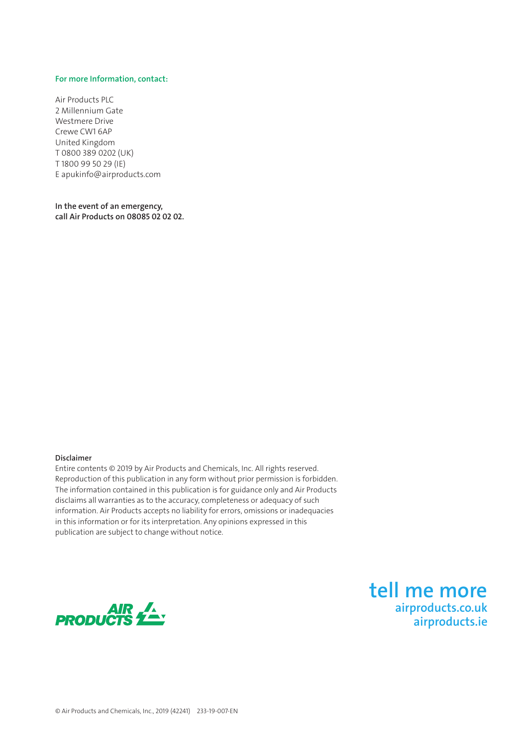**For more Information, contact:**

Air Products PLC
2 Millennium Gate
Westmere Drive
Crewe CW1 6AP
United Kingdom
T 0800 389 0202 (UK)
T 1800 99 50 29 (IE)
E apukinfo@airproducts.com

**In the event of an emergency, call Air Products on 08085 02 02 02.**

**Disclaimer**

Entire contents © 2019 by Air Products and Chemicals, Inc. All rights reserved. Reproduction of this publication in any form without prior permission is forbidden. The information contained in this publication is for guidance only and Air Products disclaims all warranties as to the accuracy, completeness or adequacy of such information. Air Products accepts no liability for errors, omissions or inadequacies in this information or for its interpretation. Any opinions expressed in this publication are subject to change without notice.

AIR PRODUCTS

**tell me more**
**airproducts.co.uk**
**airproducts.ie**

© Air Products and Chemicals, Inc., 2019 (42241) 233-19-007-EN